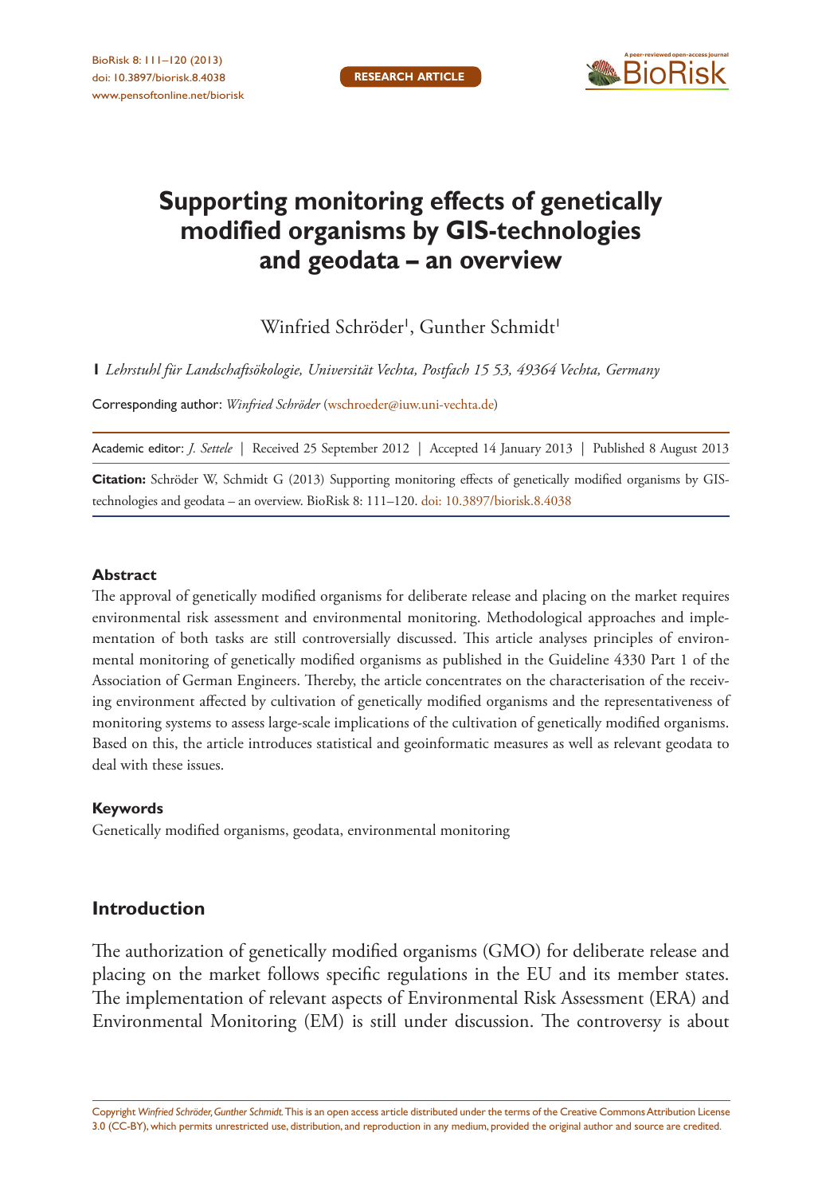RESEARCH ARTICLE

# Supporting monitoring effects of genetically modified organisms by GIS-technologies and geodata – an overview

Winfried Schröder[1], Gunther Schmidt[1]

**1** *Lehrstuhl für Landschaftsökologie, Universität Vechta, Postfach 15 53, 49364 Vechta, Germany*

Corresponding author: *Winfried Schröder* (wschroeder@iuw.uni-vechta.de)

Academic editor: *J. Settele* | Received 25 September 2012 | Accepted 14 January 2013 | Published 8 August 2013

**Citation:** Schröder W, Schmidt G (2013) Supporting monitoring effects of genetically modified organisms by GIS-technologies and geodata – an overview. BioRisk 8: 111–120. doi: 10.3897/biorisk.8.4038

### Abstract

The approval of genetically modified organisms for deliberate release and placing on the market requires environmental risk assessment and environmental monitoring. Methodological approaches and implementation of both tasks are still controversially discussed. This article analyses principles of environmental monitoring of genetically modified organisms as published in the Guideline 4330 Part 1 of the Association of German Engineers. Thereby, the article concentrates on the characterisation of the receiving environment affected by cultivation of genetically modified organisms and the representativeness of monitoring systems to assess large-scale implications of the cultivation of genetically modified organisms. Based on this, the article introduces statistical and geoinformatic measures as well as relevant geodata to deal with these issues.

### Keywords

Genetically modified organisms, geodata, environmental monitoring

## Introduction

The authorization of genetically modified organisms (GMO) for deliberate release and placing on the market follows specific regulations in the EU and its member states. The implementation of relevant aspects of Environmental Risk Assessment (ERA) and Environmental Monitoring (EM) is still under discussion. The controversy is about

Copyright *Winfried Schröder, Gunther Schmidt.* This is an open access article distributed under the terms of the Creative Commons Attribution License 3.0 (CC-BY), which permits unrestricted use, distribution, and reproduction in any medium, provided the original author and source are credited.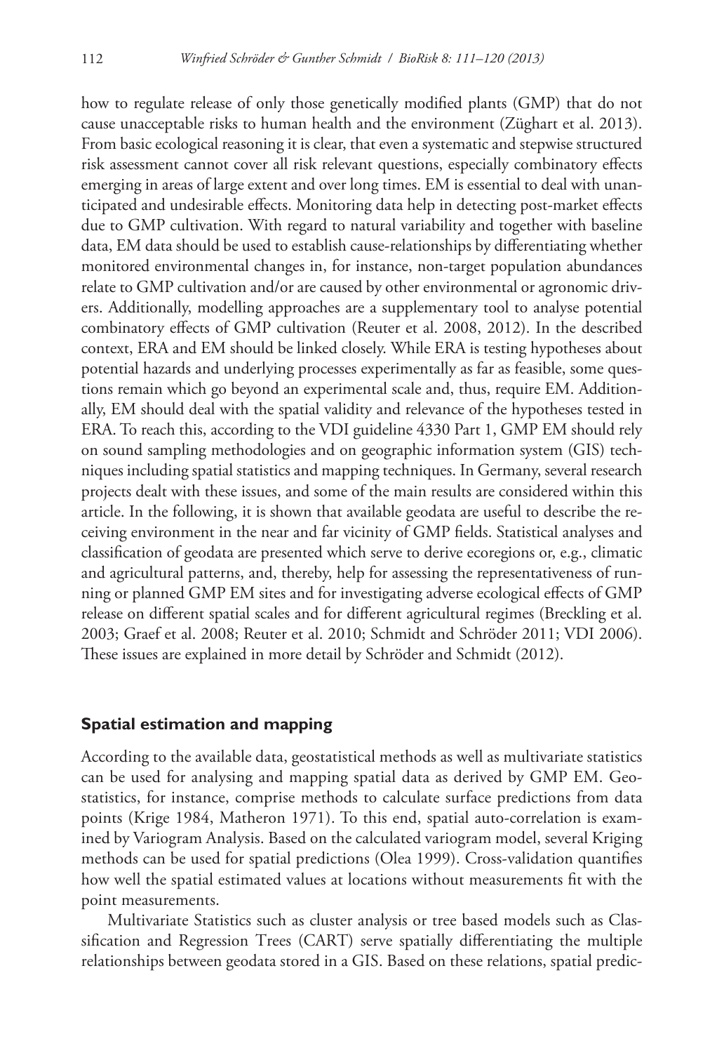how to regulate release of only those genetically modified plants (GMP) that do not cause unacceptable risks to human health and the environment (Züghart et al. 2013). From basic ecological reasoning it is clear, that even a systematic and stepwise structured risk assessment cannot cover all risk relevant questions, especially combinatory effects emerging in areas of large extent and over long times. EM is essential to deal with unanticipated and undesirable effects. Monitoring data help in detecting post-market effects due to GMP cultivation. With regard to natural variability and together with baseline data, EM data should be used to establish cause-relationships by differentiating whether monitored environmental changes in, for instance, non-target population abundances relate to GMP cultivation and/or are caused by other environmental or agronomic drivers. Additionally, modelling approaches are a supplementary tool to analyse potential combinatory effects of GMP cultivation (Reuter et al. 2008, 2012). In the described context, ERA and EM should be linked closely. While ERA is testing hypotheses about potential hazards and underlying processes experimentally as far as feasible, some questions remain which go beyond an experimental scale and, thus, require EM. Additionally, EM should deal with the spatial validity and relevance of the hypotheses tested in ERA. To reach this, according to the VDI guideline 4330 Part 1, GMP EM should rely on sound sampling methodologies and on geographic information system (GIS) techniques including spatial statistics and mapping techniques. In Germany, several research projects dealt with these issues, and some of the main results are considered within this article. In the following, it is shown that available geodata are useful to describe the receiving environment in the near and far vicinity of GMP fields. Statistical analyses and classification of geodata are presented which serve to derive ecoregions or, e.g., climatic and agricultural patterns, and, thereby, help for assessing the representativeness of running or planned GMP EM sites and for investigating adverse ecological effects of GMP release on different spatial scales and for different agricultural regimes (Breckling et al. 2003; Graef et al. 2008; Reuter et al. 2010; Schmidt and Schröder 2011; VDI 2006). These issues are explained in more detail by Schröder and Schmidt (2012).

## Spatial estimation and mapping

According to the available data, geostatistical methods as well as multivariate statistics can be used for analysing and mapping spatial data as derived by GMP EM. Geostatistics, for instance, comprise methods to calculate surface predictions from data points (Krige 1984, Matheron 1971). To this end, spatial auto-correlation is examined by Variogram Analysis. Based on the calculated variogram model, several Kriging methods can be used for spatial predictions (Olea 1999). Cross-validation quantifies how well the spatial estimated values at locations without measurements fit with the point measurements.

Multivariate Statistics such as cluster analysis or tree based models such as Classification and Regression Trees (CART) serve spatially differentiating the multiple relationships between geodata stored in a GIS. Based on these relations, spatial predic-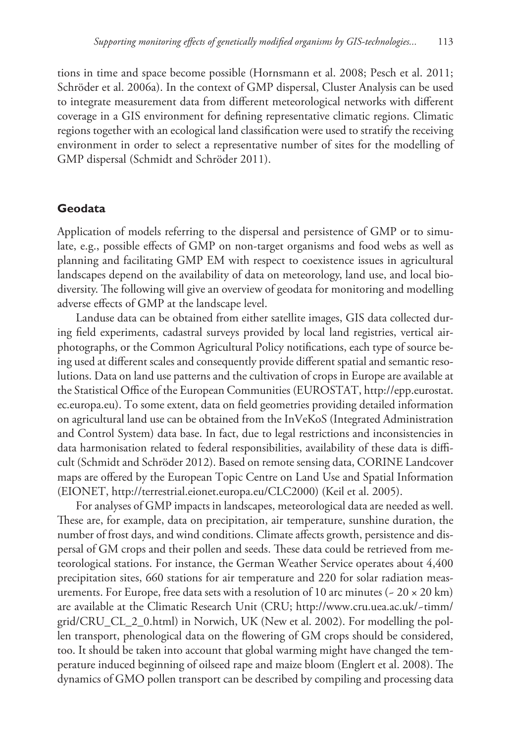tions in time and space become possible (Hornsmann et al. 2008; Pesch et al. 2011; Schröder et al. 2006a). In the context of GMP dispersal, Cluster Analysis can be used to integrate measurement data from different meteorological networks with different coverage in a GIS environment for defining representative climatic regions. Climatic regions together with an ecological land classification were used to stratify the receiving environment in order to select a representative number of sites for the modelling of GMP dispersal (Schmidt and Schröder 2011).

## Geodata

Application of models referring to the dispersal and persistence of GMP or to simulate, e.g., possible effects of GMP on non-target organisms and food webs as well as planning and facilitating GMP EM with respect to coexistence issues in agricultural landscapes depend on the availability of data on meteorology, land use, and local biodiversity. The following will give an overview of geodata for monitoring and modelling adverse effects of GMP at the landscape level.

Landuse data can be obtained from either satellite images, GIS data collected during field experiments, cadastral surveys provided by local land registries, vertical air-photographs, or the Common Agricultural Policy notifications, each type of source being used at different scales and consequently provide different spatial and semantic resolutions. Data on land use patterns and the cultivation of crops in Europe are available at the Statistical Office of the European Communities (EUROSTAT, http://epp.eurostat.ec.europa.eu). To some extent, data on field geometries providing detailed information on agricultural land use can be obtained from the InVeKoS (Integrated Administration and Control System) data base. In fact, due to legal restrictions and inconsistencies in data harmonisation related to federal responsibilities, availability of these data is difficult (Schmidt and Schröder 2012). Based on remote sensing data, CORINE Landcover maps are offered by the European Topic Centre on Land Use and Spatial Information (EIONET, http://terrestrial.eionet.europa.eu/CLC2000) (Keil et al. 2005).

For analyses of GMP impacts in landscapes, meteorological data are needed as well. These are, for example, data on precipitation, air temperature, sunshine duration, the number of frost days, and wind conditions. Climate affects growth, persistence and dispersal of GM crops and their pollen and seeds. These data could be retrieved from meteorological stations. For instance, the German Weather Service operates about 4,400 precipitation sites, 660 stations for air temperature and 220 for solar radiation measurements. For Europe, free data sets with a resolution of 10 arc minutes (~ 20 × 20 km) are available at the Climatic Research Unit (CRU; http://www.cru.uea.ac.uk/~timm/grid/CRU_CL_2_0.html) in Norwich, UK (New et al. 2002). For modelling the pollen transport, phenological data on the flowering of GM crops should be considered, too. It should be taken into account that global warming might have changed the temperature induced beginning of oilseed rape and maize bloom (Englert et al. 2008). The dynamics of GMO pollen transport can be described by compiling and processing data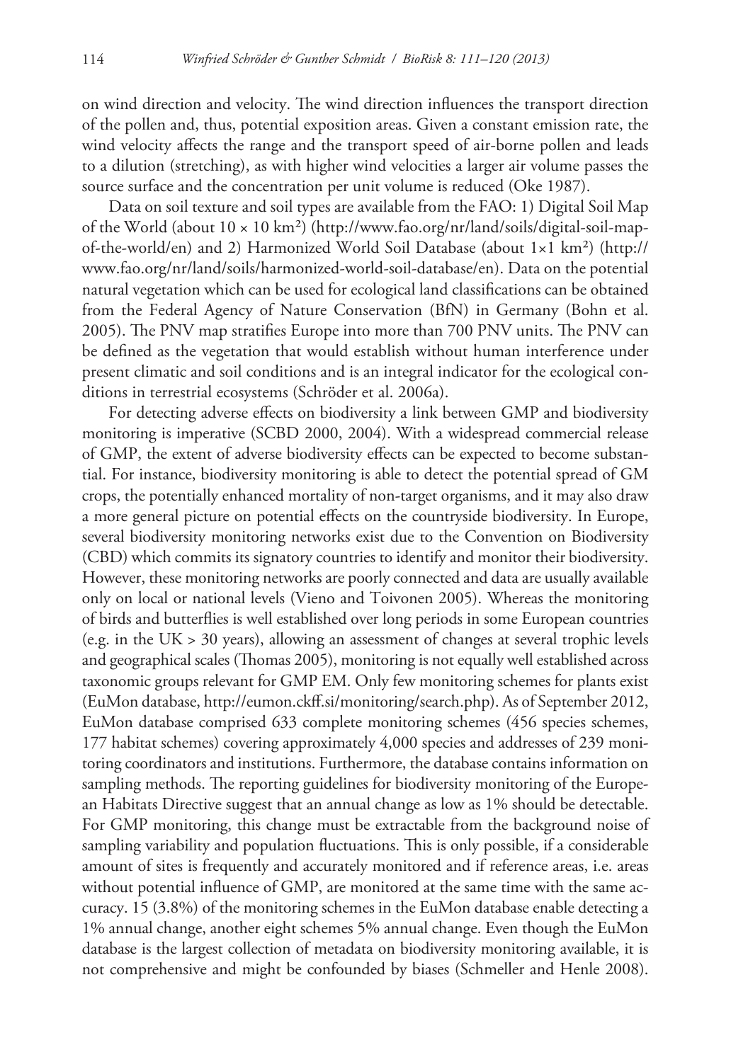on wind direction and velocity. The wind direction influences the transport direction of the pollen and, thus, potential exposition areas. Given a constant emission rate, the wind velocity affects the range and the transport speed of air-borne pollen and leads to a dilution (stretching), as with higher wind velocities a larger air volume passes the source surface and the concentration per unit volume is reduced (Oke 1987).

Data on soil texture and soil types are available from the FAO: 1) Digital Soil Map of the World (about 10 × 10 km²) (http://www.fao.org/nr/land/soils/digital-soil-map-of-the-world/en) and 2) Harmonized World Soil Database (about 1×1 km²) (http://www.fao.org/nr/land/soils/harmonized-world-soil-database/en). Data on the potential natural vegetation which can be used for ecological land classifications can be obtained from the Federal Agency of Nature Conservation (BfN) in Germany (Bohn et al. 2005). The PNV map stratifies Europe into more than 700 PNV units. The PNV can be defined as the vegetation that would establish without human interference under present climatic and soil conditions and is an integral indicator for the ecological conditions in terrestrial ecosystems (Schröder et al. 2006a).

For detecting adverse effects on biodiversity a link between GMP and biodiversity monitoring is imperative (SCBD 2000, 2004). With a widespread commercial release of GMP, the extent of adverse biodiversity effects can be expected to become substantial. For instance, biodiversity monitoring is able to detect the potential spread of GM crops, the potentially enhanced mortality of non-target organisms, and it may also draw a more general picture on potential effects on the countryside biodiversity. In Europe, several biodiversity monitoring networks exist due to the Convention on Biodiversity (CBD) which commits its signatory countries to identify and monitor their biodiversity. However, these monitoring networks are poorly connected and data are usually available only on local or national levels (Vieno and Toivonen 2005). Whereas the monitoring of birds and butterflies is well established over long periods in some European countries (e.g. in the UK > 30 years), allowing an assessment of changes at several trophic levels and geographical scales (Thomas 2005), monitoring is not equally well established across taxonomic groups relevant for GMP EM. Only few monitoring schemes for plants exist (EuMon database, http://eumon.ckff.si/monitoring/search.php). As of September 2012, EuMon database comprised 633 complete monitoring schemes (456 species schemes, 177 habitat schemes) covering approximately 4,000 species and addresses of 239 monitoring coordinators and institutions. Furthermore, the database contains information on sampling methods. The reporting guidelines for biodiversity monitoring of the European Habitats Directive suggest that an annual change as low as 1% should be detectable. For GMP monitoring, this change must be extractable from the background noise of sampling variability and population fluctuations. This is only possible, if a considerable amount of sites is frequently and accurately monitored and if reference areas, i.e. areas without potential influence of GMP, are monitored at the same time with the same accuracy. 15 (3.8%) of the monitoring schemes in the EuMon database enable detecting a 1% annual change, another eight schemes 5% annual change. Even though the EuMon database is the largest collection of metadata on biodiversity monitoring available, it is not comprehensive and might be confounded by biases (Schmeller and Henle 2008).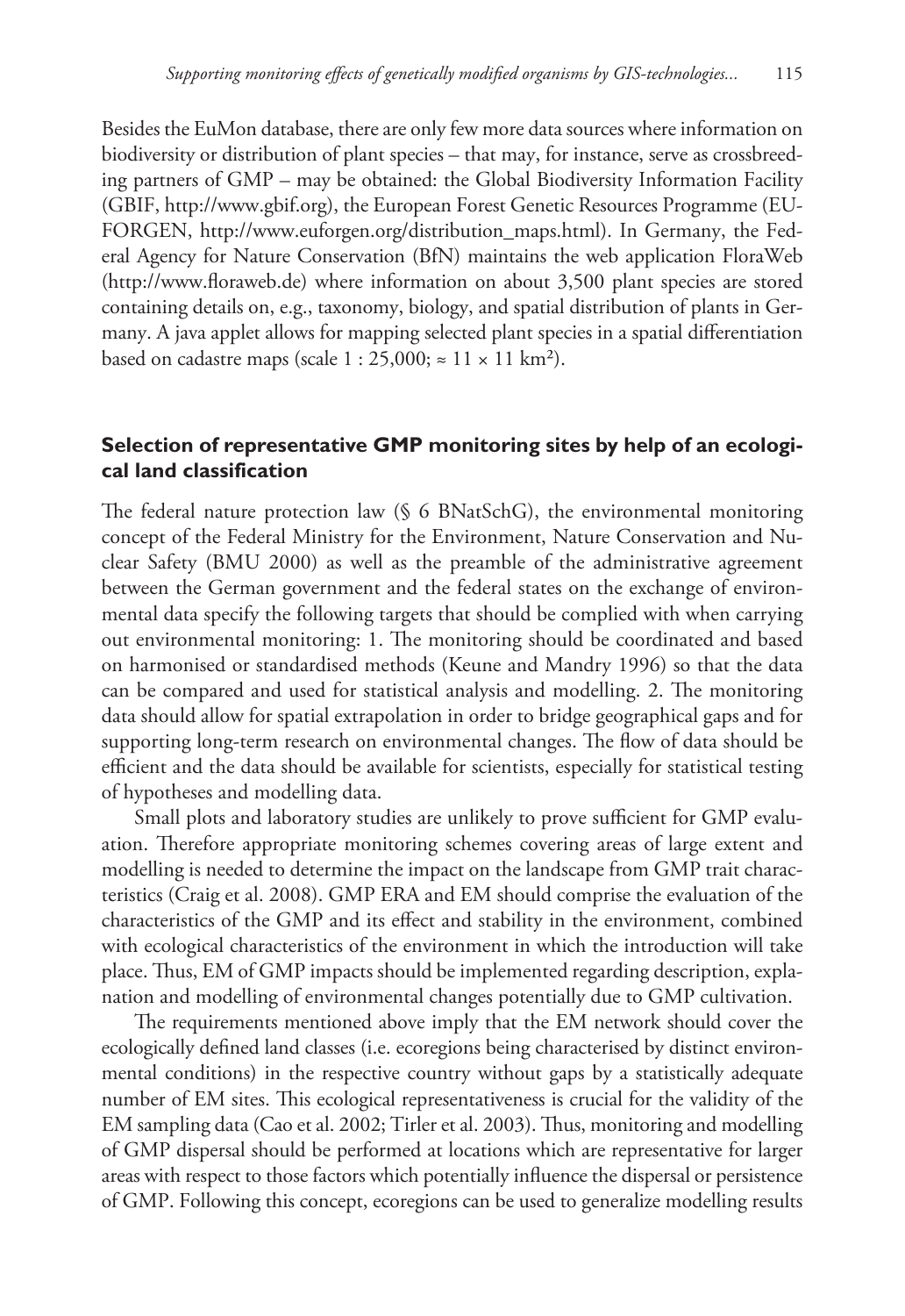Besides the EuMon database, there are only few more data sources where information on biodiversity or distribution of plant species – that may, for instance, serve as crossbreeding partners of GMP – may be obtained: the Global Biodiversity Information Facility (GBIF, http://www.gbif.org), the European Forest Genetic Resources Programme (EUFORGEN, http://www.euforgen.org/distribution_maps.html). In Germany, the Federal Agency for Nature Conservation (BfN) maintains the web application FloraWeb (http://www.floraweb.de) where information on about 3,500 plant species are stored containing details on, e.g., taxonomy, biology, and spatial distribution of plants in Germany. A java applet allows for mapping selected plant species in a spatial differentiation based on cadastre maps (scale 1 : 25,000; ≈ 11 × 11 km²).

## Selection of representative GMP monitoring sites by help of an ecological land classification

The federal nature protection law (§ 6 BNatSchG), the environmental monitoring concept of the Federal Ministry for the Environment, Nature Conservation and Nuclear Safety (BMU 2000) as well as the preamble of the administrative agreement between the German government and the federal states on the exchange of environmental data specify the following targets that should be complied with when carrying out environmental monitoring: 1. The monitoring should be coordinated and based on harmonised or standardised methods (Keune and Mandry 1996) so that the data can be compared and used for statistical analysis and modelling. 2. The monitoring data should allow for spatial extrapolation in order to bridge geographical gaps and for supporting long-term research on environmental changes. The flow of data should be efficient and the data should be available for scientists, especially for statistical testing of hypotheses and modelling data.

Small plots and laboratory studies are unlikely to prove sufficient for GMP evaluation. Therefore appropriate monitoring schemes covering areas of large extent and modelling is needed to determine the impact on the landscape from GMP trait characteristics (Craig et al. 2008). GMP ERA and EM should comprise the evaluation of the characteristics of the GMP and its effect and stability in the environment, combined with ecological characteristics of the environment in which the introduction will take place. Thus, EM of GMP impacts should be implemented regarding description, explanation and modelling of environmental changes potentially due to GMP cultivation.

The requirements mentioned above imply that the EM network should cover the ecologically defined land classes (i.e. ecoregions being characterised by distinct environmental conditions) in the respective country without gaps by a statistically adequate number of EM sites. This ecological representativeness is crucial for the validity of the EM sampling data (Cao et al. 2002; Tirler et al. 2003). Thus, monitoring and modelling of GMP dispersal should be performed at locations which are representative for larger areas with respect to those factors which potentially influence the dispersal or persistence of GMP. Following this concept, ecoregions can be used to generalize modelling results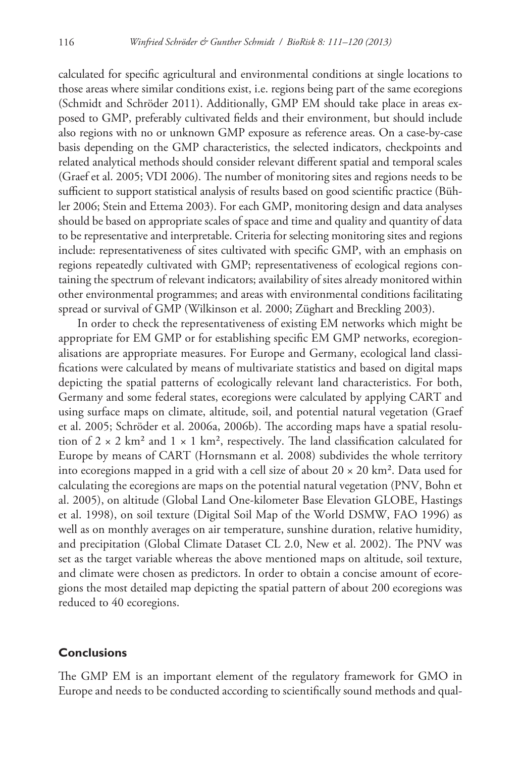calculated for specific agricultural and environmental conditions at single locations to those areas where similar conditions exist, i.e. regions being part of the same ecoregions (Schmidt and Schröder 2011). Additionally, GMP EM should take place in areas exposed to GMP, preferably cultivated fields and their environment, but should include also regions with no or unknown GMP exposure as reference areas. On a case-by-case basis depending on the GMP characteristics, the selected indicators, checkpoints and related analytical methods should consider relevant different spatial and temporal scales (Graef et al. 2005; VDI 2006). The number of monitoring sites and regions needs to be sufficient to support statistical analysis of results based on good scientific practice (Bühler 2006; Stein and Ettema 2003). For each GMP, monitoring design and data analyses should be based on appropriate scales of space and time and quality and quantity of data to be representative and interpretable. Criteria for selecting monitoring sites and regions include: representativeness of sites cultivated with specific GMP, with an emphasis on regions repeatedly cultivated with GMP; representativeness of ecological regions containing the spectrum of relevant indicators; availability of sites already monitored within other environmental programmes; and areas with environmental conditions facilitating spread or survival of GMP (Wilkinson et al. 2000; Züghart and Breckling 2003).

In order to check the representativeness of existing EM networks which might be appropriate for EM GMP or for establishing specific EM GMP networks, ecoregionalisations are appropriate measures. For Europe and Germany, ecological land classifications were calculated by means of multivariate statistics and based on digital maps depicting the spatial patterns of ecologically relevant land characteristics. For both, Germany and some federal states, ecoregions were calculated by applying CART and using surface maps on climate, altitude, soil, and potential natural vegetation (Graef et al. 2005; Schröder et al. 2006a, 2006b). The according maps have a spatial resolution of 2 × 2 km² and 1 × 1 km², respectively. The land classification calculated for Europe by means of CART (Hornsmann et al. 2008) subdivides the whole territory into ecoregions mapped in a grid with a cell size of about 20 × 20 km². Data used for calculating the ecoregions are maps on the potential natural vegetation (PNV, Bohn et al. 2005), on altitude (Global Land One-kilometer Base Elevation GLOBE, Hastings et al. 1998), on soil texture (Digital Soil Map of the World DSMW, FAO 1996) as well as on monthly averages on air temperature, sunshine duration, relative humidity, and precipitation (Global Climate Dataset CL 2.0, New et al. 2002). The PNV was set as the target variable whereas the above mentioned maps on altitude, soil texture, and climate were chosen as predictors. In order to obtain a concise amount of ecoregions the most detailed map depicting the spatial pattern of about 200 ecoregions was reduced to 40 ecoregions.

## Conclusions

The GMP EM is an important element of the regulatory framework for GMO in Europe and needs to be conducted according to scientifically sound methods and qual-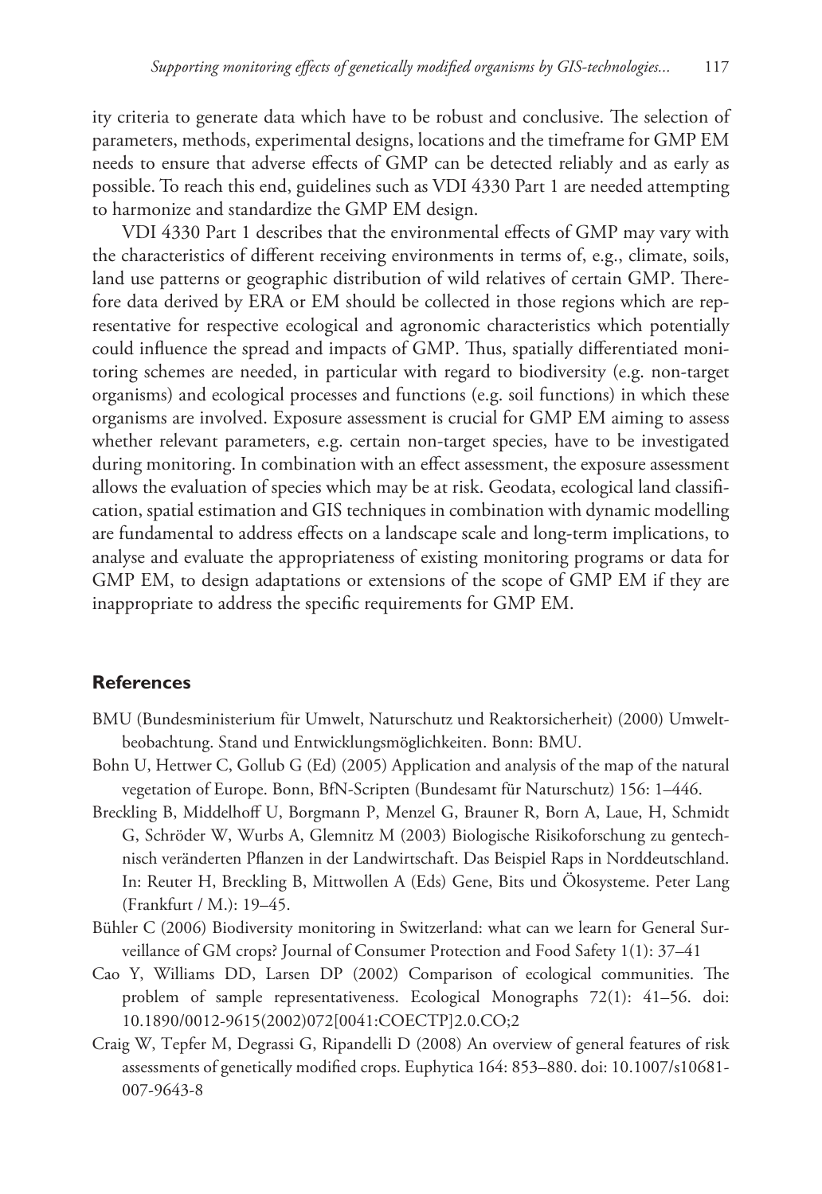ity criteria to generate data which have to be robust and conclusive. The selection of parameters, methods, experimental designs, locations and the timeframe for GMP EM needs to ensure that adverse effects of GMP can be detected reliably and as early as possible. To reach this end, guidelines such as VDI 4330 Part 1 are needed attempting to harmonize and standardize the GMP EM design.

VDI 4330 Part 1 describes that the environmental effects of GMP may vary with the characteristics of different receiving environments in terms of, e.g., climate, soils, land use patterns or geographic distribution of wild relatives of certain GMP. Therefore data derived by ERA or EM should be collected in those regions which are representative for respective ecological and agronomic characteristics which potentially could influence the spread and impacts of GMP. Thus, spatially differentiated monitoring schemes are needed, in particular with regard to biodiversity (e.g. non-target organisms) and ecological processes and functions (e.g. soil functions) in which these organisms are involved. Exposure assessment is crucial for GMP EM aiming to assess whether relevant parameters, e.g. certain non-target species, have to be investigated during monitoring. In combination with an effect assessment, the exposure assessment allows the evaluation of species which may be at risk. Geodata, ecological land classification, spatial estimation and GIS techniques in combination with dynamic modelling are fundamental to address effects on a landscape scale and long-term implications, to analyse and evaluate the appropriateness of existing monitoring programs or data for GMP EM, to design adaptations or extensions of the scope of GMP EM if they are inappropriate to address the specific requirements for GMP EM.

## References

BMU (Bundesministerium für Umwelt, Naturschutz und Reaktorsicherheit) (2000) Umweltbeobachtung. Stand und Entwicklungsmöglichkeiten. Bonn: BMU.

Bohn U, Hettwer C, Gollub G (Ed) (2005) Application and analysis of the map of the natural vegetation of Europe. Bonn, BfN-Scripten (Bundesamt für Naturschutz) 156: 1–446.

Breckling B, Middelhoff U, Borgmann P, Menzel G, Brauner R, Born A, Laue, H, Schmidt G, Schröder W, Wurbs A, Glemnitz M (2003) Biologische Risikoforschung zu gentechnisch veränderten Pflanzen in der Landwirtschaft. Das Beispiel Raps in Norddeutschland. In: Reuter H, Breckling B, Mittwollen A (Eds) Gene, Bits und Ökosysteme. Peter Lang (Frankfurt / M.): 19–45.

Bühler C (2006) Biodiversity monitoring in Switzerland: what can we learn for General Surveillance of GM crops? Journal of Consumer Protection and Food Safety 1(1): 37–41

Cao Y, Williams DD, Larsen DP (2002) Comparison of ecological communities. The problem of sample representativeness. Ecological Monographs 72(1): 41–56. doi: 10.1890/0012-9615(2002)072[0041:COECTP]2.0.CO;2

Craig W, Tepfer M, Degrassi G, Ripandelli D (2008) An overview of general features of risk assessments of genetically modified crops. Euphytica 164: 853–880. doi: 10.1007/s10681-007-9643-8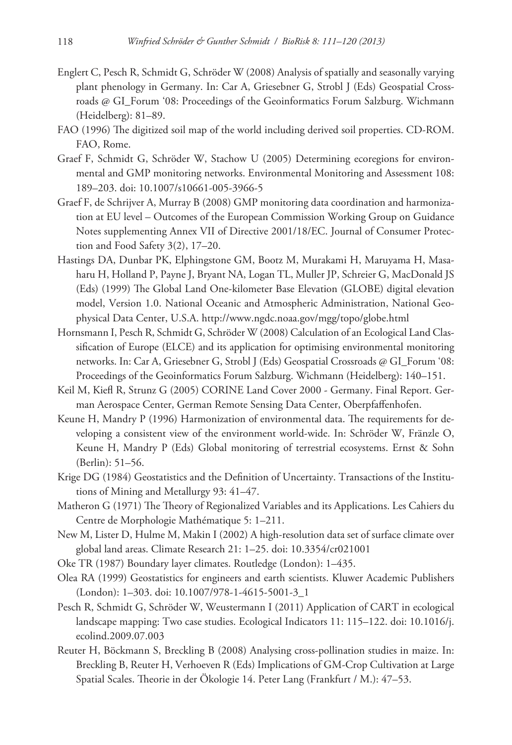Englert C, Pesch R, Schmidt G, Schröder W (2008) Analysis of spatially and seasonally varying plant phenology in Germany. In: Car A, Griesebner G, Strobl J (Eds) Geospatial Crossroads @ GI_Forum '08: Proceedings of the Geoinformatics Forum Salzburg. Wichmann (Heidelberg): 81–89.

FAO (1996) The digitized soil map of the world including derived soil properties. CD-ROM. FAO, Rome.

Graef F, Schmidt G, Schröder W, Stachow U (2005) Determining ecoregions for environmental and GMP monitoring networks. Environmental Monitoring and Assessment 108: 189–203. doi: 10.1007/s10661-005-3966-5

Graef F, de Schrijver A, Murray B (2008) GMP monitoring data coordination and harmonization at EU level – Outcomes of the European Commission Working Group on Guidance Notes supplementing Annex VII of Directive 2001/18/EC. Journal of Consumer Protection and Food Safety 3(2), 17–20.

Hastings DA, Dunbar PK, Elphingstone GM, Bootz M, Murakami H, Maruyama H, Masaharu H, Holland P, Payne J, Bryant NA, Logan TL, Muller JP, Schreier G, MacDonald JS (Eds) (1999) The Global Land One-kilometer Base Elevation (GLOBE) digital elevation model, Version 1.0. National Oceanic and Atmospheric Administration, National Geophysical Data Center, U.S.A. http://www.ngdc.noaa.gov/mgg/topo/globe.html

Hornsmann I, Pesch R, Schmidt G, Schröder W (2008) Calculation of an Ecological Land Classification of Europe (ELCE) and its application for optimising environmental monitoring networks. In: Car A, Griesebner G, Strobl J (Eds) Geospatial Crossroads @ GI_Forum '08: Proceedings of the Geoinformatics Forum Salzburg. Wichmann (Heidelberg): 140–151.

Keil M, Kiefl R, Strunz G (2005) CORINE Land Cover 2000 - Germany. Final Report. German Aerospace Center, German Remote Sensing Data Center, Oberpfaffenhofen.

Keune H, Mandry P (1996) Harmonization of environmental data. The requirements for developing a consistent view of the environment world-wide. In: Schröder W, Fränzle O, Keune H, Mandry P (Eds) Global monitoring of terrestrial ecosystems. Ernst & Sohn (Berlin): 51–56.

Krige DG (1984) Geostatistics and the Definition of Uncertainty. Transactions of the Institutions of Mining and Metallurgy 93: 41–47.

Matheron G (1971) The Theory of Regionalized Variables and its Applications. Les Cahiers du Centre de Morphologie Mathématique 5: 1–211.

New M, Lister D, Hulme M, Makin I (2002) A high-resolution data set of surface climate over global land areas. Climate Research 21: 1–25. doi: 10.3354/cr021001

Oke TR (1987) Boundary layer climates. Routledge (London): 1–435.

Olea RA (1999) Geostatistics for engineers and earth scientists. Kluwer Academic Publishers (London): 1–303. doi: 10.1007/978-1-4615-5001-3_1

Pesch R, Schmidt G, Schröder W, Weustermann I (2011) Application of CART in ecological landscape mapping: Two case studies. Ecological Indicators 11: 115–122. doi: 10.1016/j.ecolind.2009.07.003

Reuter H, Böckmann S, Breckling B (2008) Analysing cross-pollination studies in maize. In: Breckling B, Reuter H, Verhoeven R (Eds) Implications of GM-Crop Cultivation at Large Spatial Scales. Theorie in der Ökologie 14. Peter Lang (Frankfurt / M.): 47–53.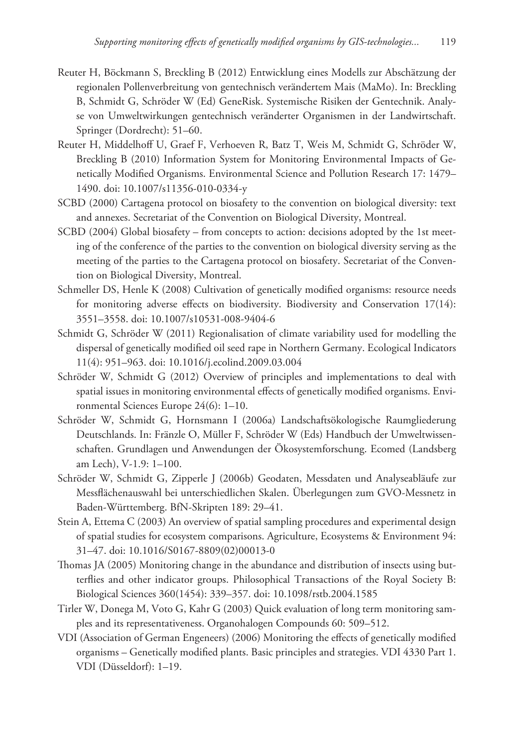Reuter H, Böckmann S, Breckling B (2012) Entwicklung eines Modells zur Abschätzung der regionalen Pollenverbreitung von gentechnisch verändertem Mais (MaMo). In: Breckling B, Schmidt G, Schröder W (Ed) GeneRisk. Systemische Risiken der Gentechnik. Analyse von Umweltwirkungen gentechnisch veränderter Organismen in der Landwirtschaft. Springer (Dordrecht): 51–60.

Reuter H, Middelhoff U, Graef F, Verhoeven R, Batz T, Weis M, Schmidt G, Schröder W, Breckling B (2010) Information System for Monitoring Environmental Impacts of Genetically Modified Organisms. Environmental Science and Pollution Research 17: 1479–1490. doi: 10.1007/s11356-010-0334-y

SCBD (2000) Cartagena protocol on biosafety to the convention on biological diversity: text and annexes. Secretariat of the Convention on Biological Diversity, Montreal.

SCBD (2004) Global biosafety – from concepts to action: decisions adopted by the 1st meeting of the conference of the parties to the convention on biological diversity serving as the meeting of the parties to the Cartagena protocol on biosafety. Secretariat of the Convention on Biological Diversity, Montreal.

Schmeller DS, Henle K (2008) Cultivation of genetically modified organisms: resource needs for monitoring adverse effects on biodiversity. Biodiversity and Conservation 17(14): 3551–3558. doi: 10.1007/s10531-008-9404-6

Schmidt G, Schröder W (2011) Regionalisation of climate variability used for modelling the dispersal of genetically modified oil seed rape in Northern Germany. Ecological Indicators 11(4): 951–963. doi: 10.1016/j.ecolind.2009.03.004

Schröder W, Schmidt G (2012) Overview of principles and implementations to deal with spatial issues in monitoring environmental effects of genetically modified organisms. Environmental Sciences Europe 24(6): 1–10.

Schröder W, Schmidt G, Hornsmann I (2006a) Landschaftsökologische Raumgliederung Deutschlands. In: Fränzle O, Müller F, Schröder W (Eds) Handbuch der Umweltwissenschaften. Grundlagen und Anwendungen der Ökosystemforschung. Ecomed (Landsberg am Lech), V-1.9: 1–100.

Schröder W, Schmidt G, Zipperle J (2006b) Geodaten, Messdaten und Analyseabläufe zur Messflächenauswahl bei unterschiedlichen Skalen. Überlegungen zum GVO-Messnetz in Baden-Württemberg. BfN-Skripten 189: 29–41.

Stein A, Ettema C (2003) An overview of spatial sampling procedures and experimental design of spatial studies for ecosystem comparisons. Agriculture, Ecosystems & Environment 94: 31–47. doi: 10.1016/S0167-8809(02)00013-0

Thomas JA (2005) Monitoring change in the abundance and distribution of insects using butterflies and other indicator groups. Philosophical Transactions of the Royal Society B: Biological Sciences 360(1454): 339–357. doi: 10.1098/rstb.2004.1585

Tirler W, Donega M, Voto G, Kahr G (2003) Quick evaluation of long term monitoring samples and its representativeness. Organohalogen Compounds 60: 509–512.

VDI (Association of German Engeneers) (2006) Monitoring the effects of genetically modified organisms – Genetically modified plants. Basic principles and strategies. VDI 4330 Part 1. VDI (Düsseldorf): 1–19.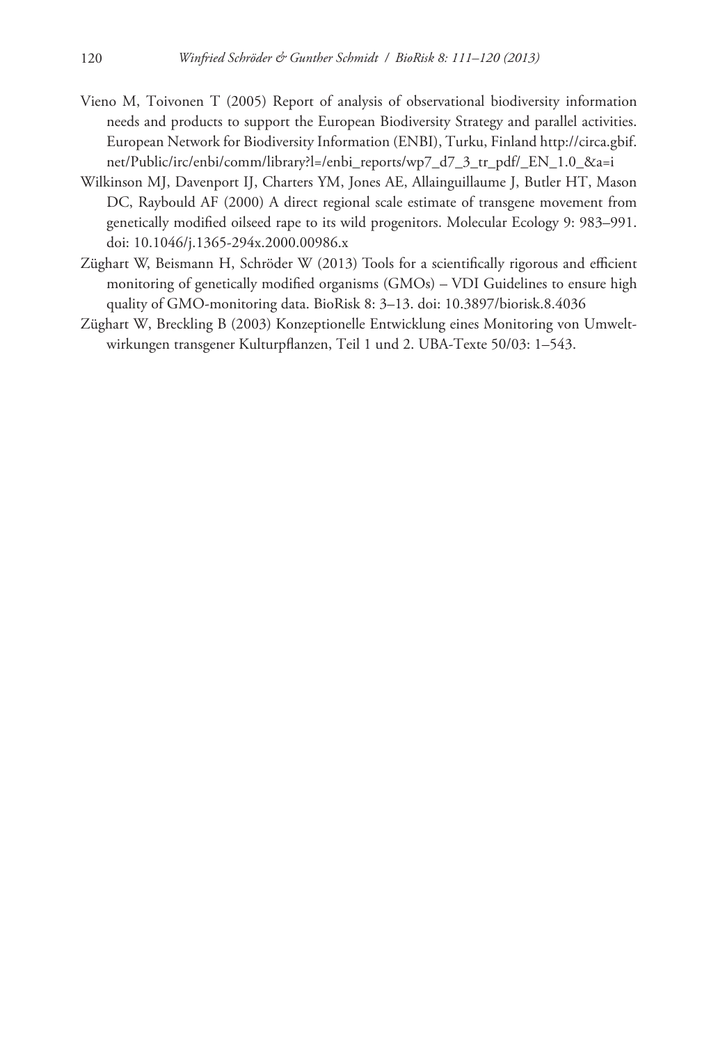Vieno M, Toivonen T (2005) Report of analysis of observational biodiversity information needs and products to support the European Biodiversity Strategy and parallel activities. European Network for Biodiversity Information (ENBI), Turku, Finland http://circa.gbif.net/Public/irc/enbi/comm/library?l=/enbi_reports/wp7_d7_3_tr_pdf/_EN_1.0_&a=i

Wilkinson MJ, Davenport IJ, Charters YM, Jones AE, Allainguillaume J, Butler HT, Mason DC, Raybould AF (2000) A direct regional scale estimate of transgene movement from genetically modified oilseed rape to its wild progenitors. Molecular Ecology 9: 983–991. doi: 10.1046/j.1365-294x.2000.00986.x

Züghart W, Beismann H, Schröder W (2013) Tools for a scientifically rigorous and efficient monitoring of genetically modified organisms (GMOs) – VDI Guidelines to ensure high quality of GMO-monitoring data. BioRisk 8: 3–13. doi: 10.3897/biorisk.8.4036

Züghart W, Breckling B (2003) Konzeptionelle Entwicklung eines Monitoring von Umweltwirkungen transgener Kulturpflanzen, Teil 1 und 2. UBA-Texte 50/03: 1–543.